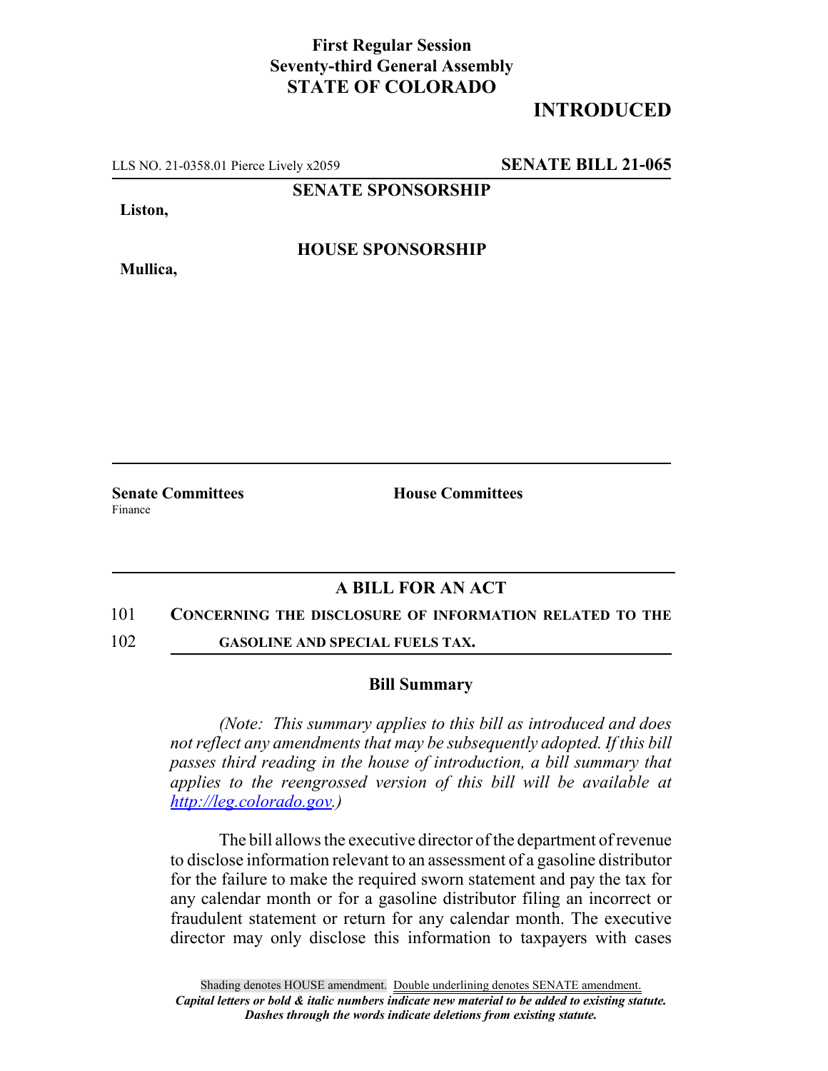**First Regular Session**
**Seventy-third General Assembly**
**STATE OF COLORADO**

# INTRODUCED

LLS NO. 21-0358.01 Pierce Lively x2059 **SENATE BILL 21-065**

**SENATE SPONSORSHIP**

**Liston,**

**HOUSE SPONSORSHIP**

**Mullica,**

**Senate Committees**
Finance

**House Committees**

## A BILL FOR AN ACT

101 **CONCERNING THE DISCLOSURE OF INFORMATION RELATED TO THE**
102 **GASOLINE AND SPECIAL FUELS TAX.**

### Bill Summary

*(Note: This summary applies to this bill as introduced and does not reflect any amendments that may be subsequently adopted. If this bill passes third reading in the house of introduction, a bill summary that applies to the reengrossed version of this bill will be available at http://leg.colorado.gov.)*

The bill allows the executive director of the department of revenue to disclose information relevant to an assessment of a gasoline distributor for the failure to make the required sworn statement and pay the tax for any calendar month or for a gasoline distributor filing an incorrect or fraudulent statement or return for any calendar month. The executive director may only disclose this information to taxpayers with cases

Shading denotes HOUSE amendment. Double underlining denotes SENATE amendment.
*Capital letters or bold & italic numbers indicate new material to be added to existing statute.*
*Dashes through the words indicate deletions from existing statute.*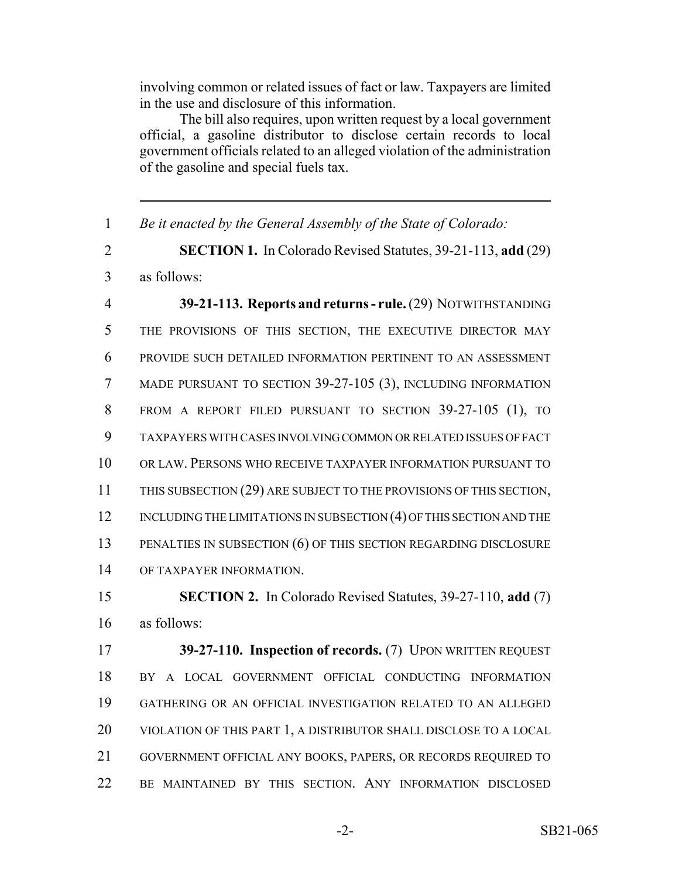involving common or related issues of fact or law. Taxpayers are limited in the use and disclosure of this information.

The bill also requires, upon written request by a local government official, a gasoline distributor to disclose certain records to local government officials related to an alleged violation of the administration of the gasoline and special fuels tax.

---

1 *Be it enacted by the General Assembly of the State of Colorado:*

2 **SECTION 1.** In Colorado Revised Statutes, 39-21-113, **add** (29)
3 as follows:

4 **39-21-113. Reports and returns - rule.** (29) NOTWITHSTANDING
5 THE PROVISIONS OF THIS SECTION, THE EXECUTIVE DIRECTOR MAY
6 PROVIDE SUCH DETAILED INFORMATION PERTINENT TO AN ASSESSMENT
7 MADE PURSUANT TO SECTION 39-27-105 (3), INCLUDING INFORMATION
8 FROM A REPORT FILED PURSUANT TO SECTION 39-27-105 (1), TO
9 TAXPAYERS WITH CASES INVOLVING COMMON OR RELATED ISSUES OF FACT
10 OR LAW. PERSONS WHO RECEIVE TAXPAYER INFORMATION PURSUANT TO
11 THIS SUBSECTION (29) ARE SUBJECT TO THE PROVISIONS OF THIS SECTION,
12 INCLUDING THE LIMITATIONS IN SUBSECTION (4) OF THIS SECTION AND THE
13 PENALTIES IN SUBSECTION (6) OF THIS SECTION REGARDING DISCLOSURE
14 OF TAXPAYER INFORMATION.

15 **SECTION 2.** In Colorado Revised Statutes, 39-27-110, **add** (7)
16 as follows:

17 **39-27-110. Inspection of records.** (7) UPON WRITTEN REQUEST
18 BY A LOCAL GOVERNMENT OFFICIAL CONDUCTING INFORMATION
19 GATHERING OR AN OFFICIAL INVESTIGATION RELATED TO AN ALLEGED
20 VIOLATION OF THIS PART 1, A DISTRIBUTOR SHALL DISCLOSE TO A LOCAL
21 GOVERNMENT OFFICIAL ANY BOOKS, PAPERS, OR RECORDS REQUIRED TO
22 BE MAINTAINED BY THIS SECTION. ANY INFORMATION DISCLOSED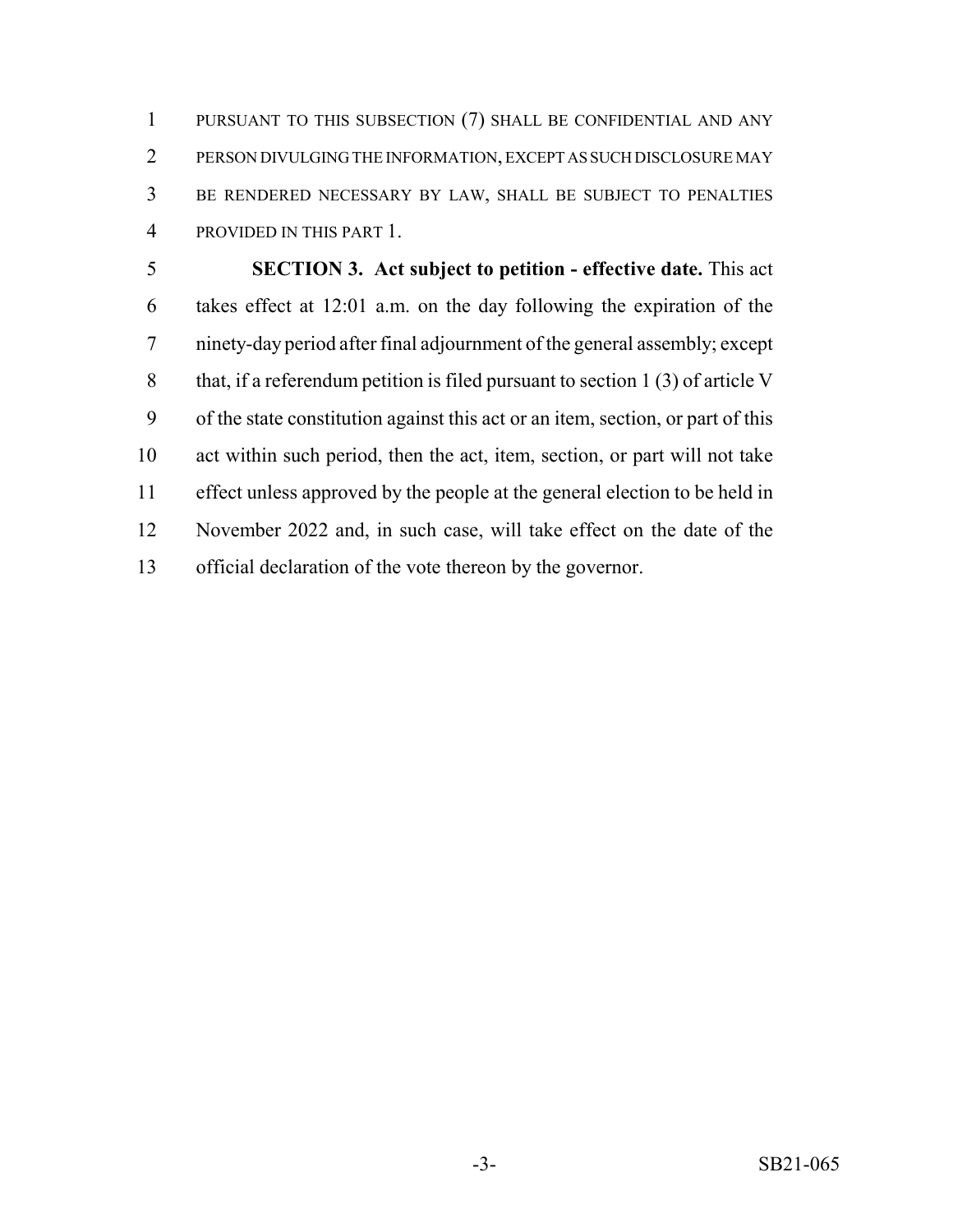PURSUANT TO THIS SUBSECTION (7) SHALL BE CONFIDENTIAL AND ANY PERSON DIVULGING THE INFORMATION, EXCEPT AS SUCH DISCLOSURE MAY BE RENDERED NECESSARY BY LAW, SHALL BE SUBJECT TO PENALTIES PROVIDED IN THIS PART 1.

**SECTION 3. Act subject to petition - effective date.** This act takes effect at 12:01 a.m. on the day following the expiration of the ninety-day period after final adjournment of the general assembly; except that, if a referendum petition is filed pursuant to section 1 (3) of article V of the state constitution against this act or an item, section, or part of this act within such period, then the act, item, section, or part will not take effect unless approved by the people at the general election to be held in November 2022 and, in such case, will take effect on the date of the official declaration of the vote thereon by the governor.